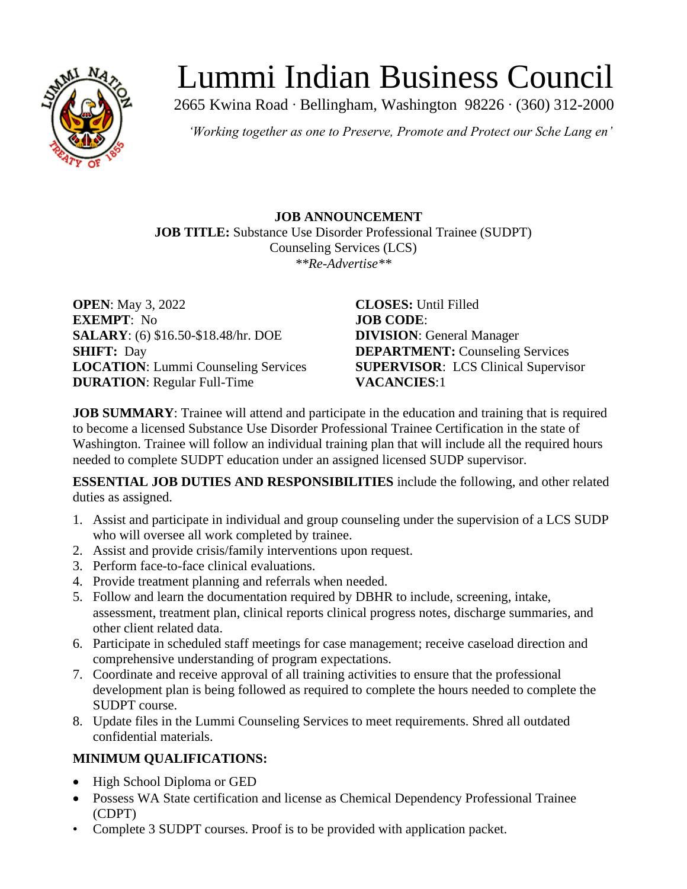# Lummi Indian Business Council

2665 Kwina Road · Bellingham, Washington 98226 · (360) 312-2000

*'Working together as one to Preserve, Promote and Protect our Sche Lang en'*

**JOB ANNOUNCEMENT**

**JOB TITLE:** Substance Use Disorder Professional Trainee (SUDPT)
Counseling Services (LCS)
*\*\*Re-Advertise\*\**

**OPEN**: May 3, 2022
**EXEMPT**: No
**SALARY**: (6) $16.50-$18.48/hr. DOE
**SHIFT:** Day
**LOCATION**: Lummi Counseling Services
**DURATION**: Regular Full-Time

**CLOSES:** Until Filled
**JOB CODE**:
**DIVISION**: General Manager
**DEPARTMENT:** Counseling Services
**SUPERVISOR**: LCS Clinical Supervisor
**VACANCIES**:1

**JOB SUMMARY**: Trainee will attend and participate in the education and training that is required to become a licensed Substance Use Disorder Professional Trainee Certification in the state of Washington. Trainee will follow an individual training plan that will include all the required hours needed to complete SUDPT education under an assigned licensed SUDP supervisor.

**ESSENTIAL JOB DUTIES AND RESPONSIBILITIES** include the following, and other related duties as assigned.

1. Assist and participate in individual and group counseling under the supervision of a LCS SUDP who will oversee all work completed by trainee.
2. Assist and provide crisis/family interventions upon request.
3. Perform face-to-face clinical evaluations.
4. Provide treatment planning and referrals when needed.
5. Follow and learn the documentation required by DBHR to include, screening, intake, assessment, treatment plan, clinical reports clinical progress notes, discharge summaries, and other client related data.
6. Participate in scheduled staff meetings for case management; receive caseload direction and comprehensive understanding of program expectations.
7. Coordinate and receive approval of all training activities to ensure that the professional development plan is being followed as required to complete the hours needed to complete the SUDPT course.
8. Update files in the Lummi Counseling Services to meet requirements. Shred all outdated confidential materials.

**MINIMUM QUALIFICATIONS:**

- High School Diploma or GED
- Possess WA State certification and license as Chemical Dependency Professional Trainee (CDPT)
- Complete 3 SUDPT courses. Proof is to be provided with application packet.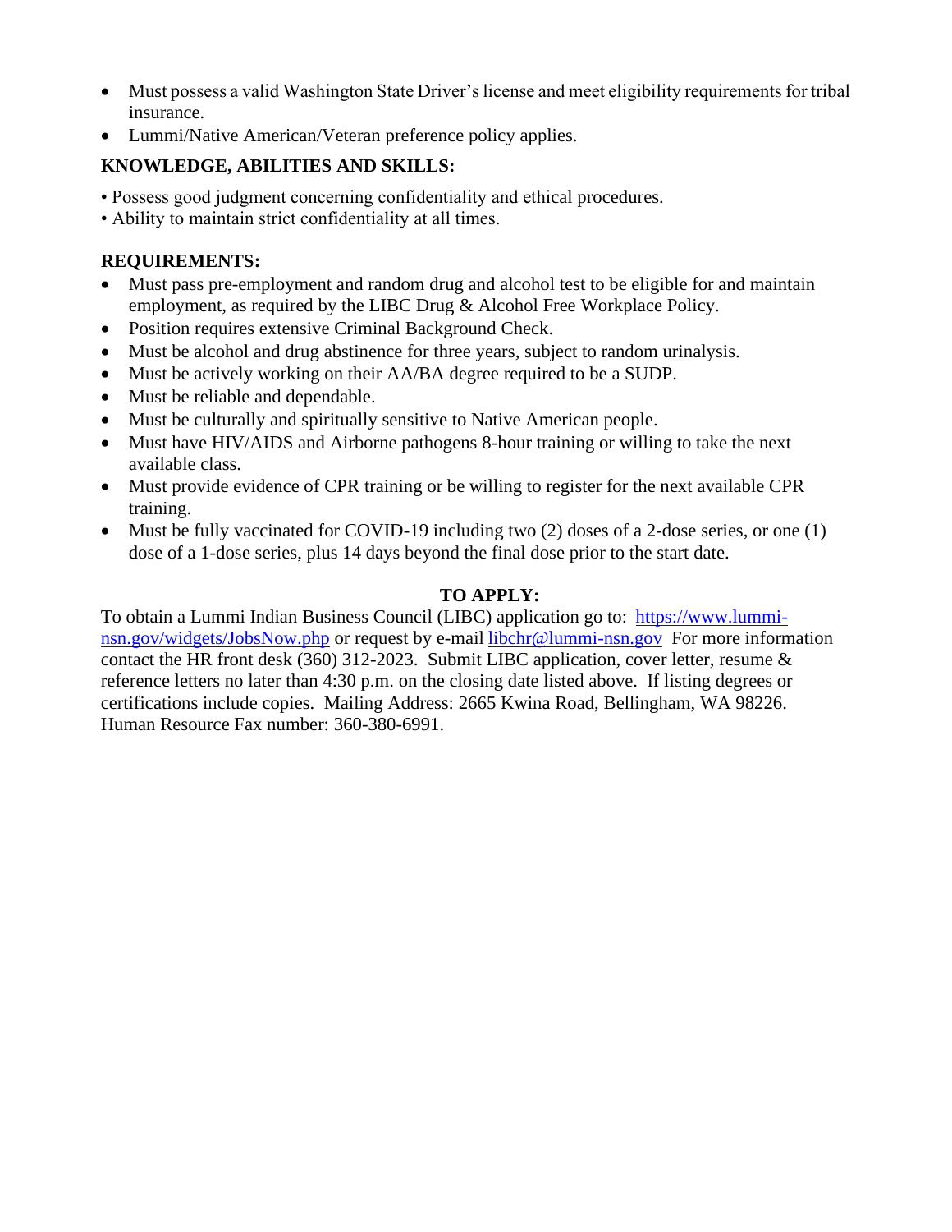- Must possess a valid Washington State Driver's license and meet eligibility requirements for tribal insurance.
- Lummi/Native American/Veteran preference policy applies.

**KNOWLEDGE, ABILITIES AND SKILLS:**

- Possess good judgment concerning confidentiality and ethical procedures.
- Ability to maintain strict confidentiality at all times.

**REQUIREMENTS:**

- Must pass pre-employment and random drug and alcohol test to be eligible for and maintain employment, as required by the LIBC Drug & Alcohol Free Workplace Policy.
- Position requires extensive Criminal Background Check.
- Must be alcohol and drug abstinence for three years, subject to random urinalysis.
- Must be actively working on their AA/BA degree required to be a SUDP.
- Must be reliable and dependable.
- Must be culturally and spiritually sensitive to Native American people.
- Must have HIV/AIDS and Airborne pathogens 8-hour training or willing to take the next available class.
- Must provide evidence of CPR training or be willing to register for the next available CPR training.
- Must be fully vaccinated for COVID-19 including two (2) doses of a 2-dose series, or one (1) dose of a 1-dose series, plus 14 days beyond the final dose prior to the start date.

**TO APPLY:**

To obtain a Lummi Indian Business Council (LIBC) application go to: https://www.lummi-nsn.gov/widgets/JobsNow.php or request by e-mail libchr@lummi-nsn.gov For more information contact the HR front desk (360) 312-2023. Submit LIBC application, cover letter, resume & reference letters no later than 4:30 p.m. on the closing date listed above. If listing degrees or certifications include copies. Mailing Address: 2665 Kwina Road, Bellingham, WA 98226. Human Resource Fax number: 360-380-6991.